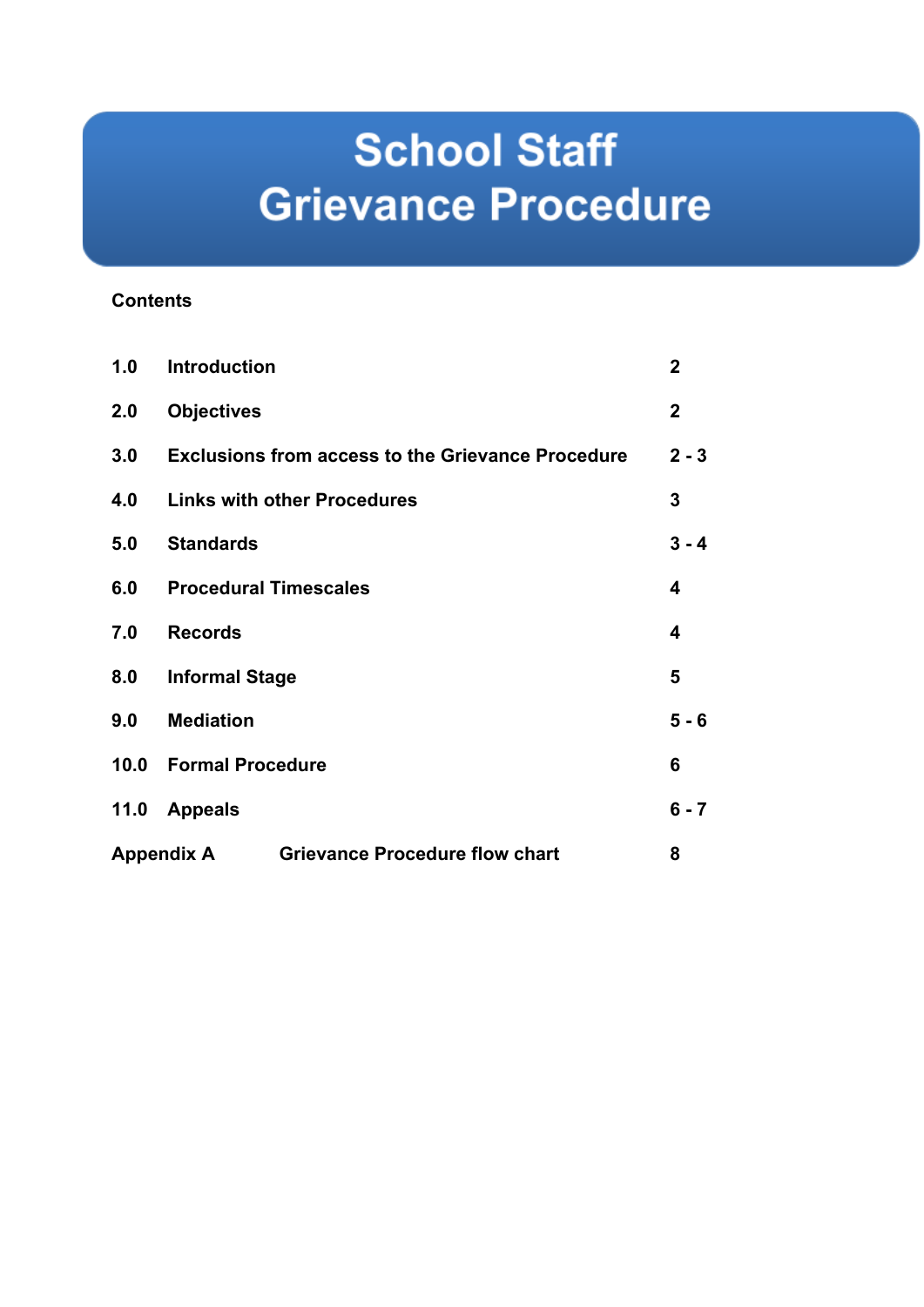# School Staff Grievance Procedure

**Contents**

| | | |
|---|---|---|
| **1.0** | **Introduction** | **2** |
| **2.0** | **Objectives** | **2** |
| **3.0** | **Exclusions from access to the Grievance Procedure** | **2 - 3** |
| **4.0** | **Links with other Procedures** | **3** |
| **5.0** | **Standards** | **3 - 4** |
| **6.0** | **Procedural Timescales** | **4** |
| **7.0** | **Records** | **4** |
| **8.0** | **Informal Stage** | **5** |
| **9.0** | **Mediation** | **5 - 6** |
| **10.0** | **Formal Procedure** | **6** |
| **11.0** | **Appeals** | **6 - 7** |
| **Appendix A** | **Grievance Procedure flow chart** | **8** |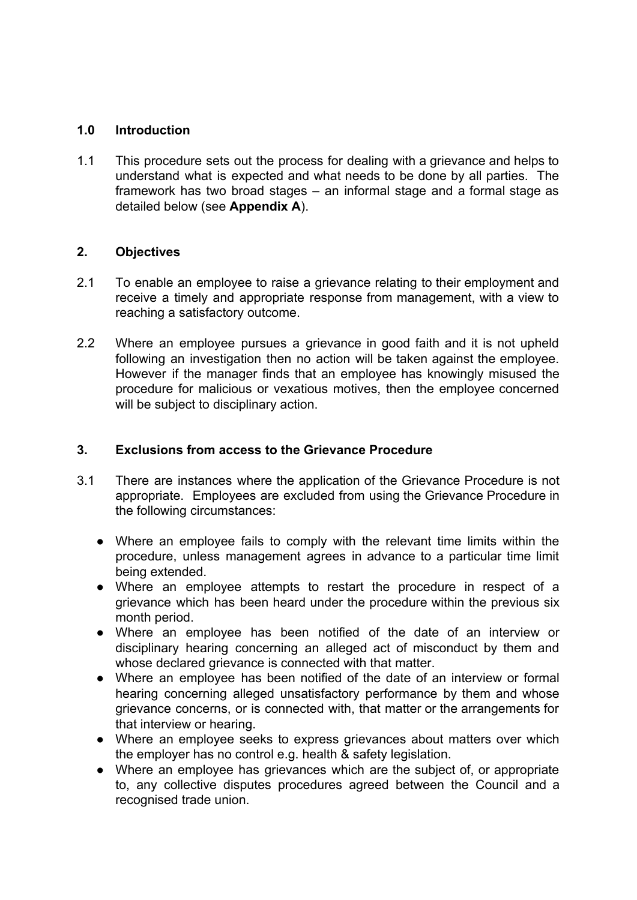## 1.0 Introduction

1.1 This procedure sets out the process for dealing with a grievance and helps to understand what is expected and what needs to be done by all parties. The framework has two broad stages – an informal stage and a formal stage as detailed below (see **Appendix A**).

## 2. Objectives

2.1 To enable an employee to raise a grievance relating to their employment and receive a timely and appropriate response from management, with a view to reaching a satisfactory outcome.

2.2 Where an employee pursues a grievance in good faith and it is not upheld following an investigation then no action will be taken against the employee. However if the manager finds that an employee has knowingly misused the procedure for malicious or vexatious motives, then the employee concerned will be subject to disciplinary action.

## 3. Exclusions from access to the Grievance Procedure

3.1 There are instances where the application of the Grievance Procedure is not appropriate. Employees are excluded from using the Grievance Procedure in the following circumstances:

- Where an employee fails to comply with the relevant time limits within the procedure, unless management agrees in advance to a particular time limit being extended.
- Where an employee attempts to restart the procedure in respect of a grievance which has been heard under the procedure within the previous six month period.
- Where an employee has been notified of the date of an interview or disciplinary hearing concerning an alleged act of misconduct by them and whose declared grievance is connected with that matter.
- Where an employee has been notified of the date of an interview or formal hearing concerning alleged unsatisfactory performance by them and whose grievance concerns, or is connected with, that matter or the arrangements for that interview or hearing.
- Where an employee seeks to express grievances about matters over which the employer has no control e.g. health & safety legislation.
- Where an employee has grievances which are the subject of, or appropriate to, any collective disputes procedures agreed between the Council and a recognised trade union.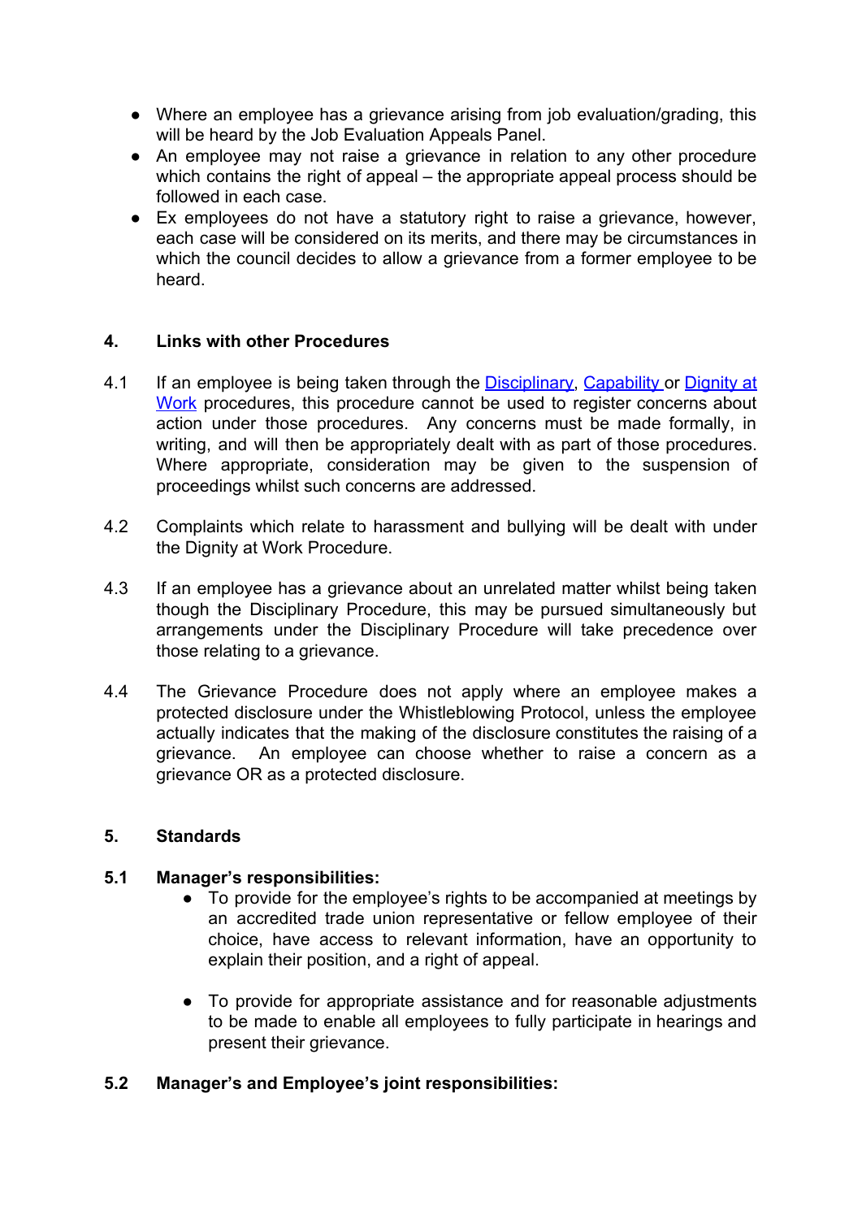- Where an employee has a grievance arising from job evaluation/grading, this will be heard by the Job Evaluation Appeals Panel.
- An employee may not raise a grievance in relation to any other procedure which contains the right of appeal – the appropriate appeal process should be followed in each case.
- Ex employees do not have a statutory right to raise a grievance, however, each case will be considered on its merits, and there may be circumstances in which the council decides to allow a grievance from a former employee to be heard.

## 4. Links with other Procedures

4.1 If an employee is being taken through the Disciplinary, Capability or Dignity at Work procedures, this procedure cannot be used to register concerns about action under those procedures. Any concerns must be made formally, in writing, and will then be appropriately dealt with as part of those procedures. Where appropriate, consideration may be given to the suspension of proceedings whilst such concerns are addressed.

4.2 Complaints which relate to harassment and bullying will be dealt with under the Dignity at Work Procedure.

4.3 If an employee has a grievance about an unrelated matter whilst being taken though the Disciplinary Procedure, this may be pursued simultaneously but arrangements under the Disciplinary Procedure will take precedence over those relating to a grievance.

4.4 The Grievance Procedure does not apply where an employee makes a protected disclosure under the Whistleblowing Protocol, unless the employee actually indicates that the making of the disclosure constitutes the raising of a grievance. An employee can choose whether to raise a concern as a grievance OR as a protected disclosure.

## 5. Standards

### 5.1 Manager's responsibilities:

- To provide for the employee's rights to be accompanied at meetings by an accredited trade union representative or fellow employee of their choice, have access to relevant information, have an opportunity to explain their position, and a right of appeal.

- To provide for appropriate assistance and for reasonable adjustments to be made to enable all employees to fully participate in hearings and present their grievance.

### 5.2 Manager's and Employee's joint responsibilities: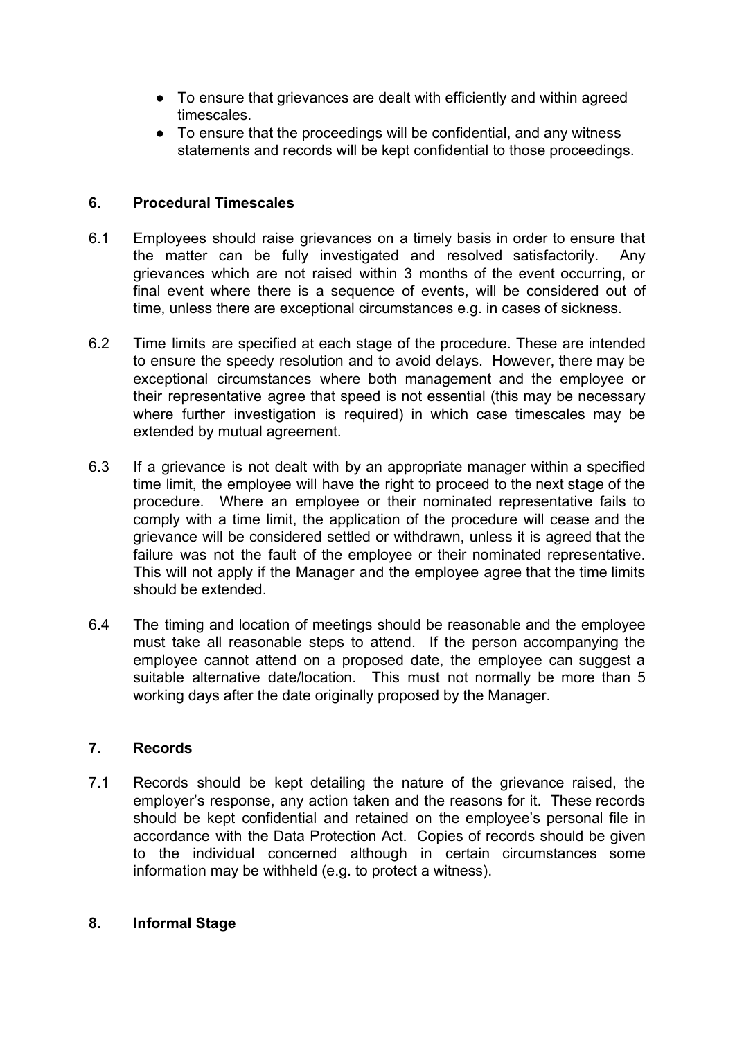- To ensure that grievances are dealt with efficiently and within agreed timescales.
- To ensure that the proceedings will be confidential, and any witness statements and records will be kept confidential to those proceedings.

## 6. Procedural Timescales

6.1 Employees should raise grievances on a timely basis in order to ensure that the matter can be fully investigated and resolved satisfactorily. Any grievances which are not raised within 3 months of the event occurring, or final event where there is a sequence of events, will be considered out of time, unless there are exceptional circumstances e.g. in cases of sickness.

6.2 Time limits are specified at each stage of the procedure. These are intended to ensure the speedy resolution and to avoid delays. However, there may be exceptional circumstances where both management and the employee or their representative agree that speed is not essential (this may be necessary where further investigation is required) in which case timescales may be extended by mutual agreement.

6.3 If a grievance is not dealt with by an appropriate manager within a specified time limit, the employee will have the right to proceed to the next stage of the procedure. Where an employee or their nominated representative fails to comply with a time limit, the application of the procedure will cease and the grievance will be considered settled or withdrawn, unless it is agreed that the failure was not the fault of the employee or their nominated representative. This will not apply if the Manager and the employee agree that the time limits should be extended.

6.4 The timing and location of meetings should be reasonable and the employee must take all reasonable steps to attend. If the person accompanying the employee cannot attend on a proposed date, the employee can suggest a suitable alternative date/location. This must not normally be more than 5 working days after the date originally proposed by the Manager.

## 7. Records

7.1 Records should be kept detailing the nature of the grievance raised, the employer's response, any action taken and the reasons for it. These records should be kept confidential and retained on the employee's personal file in accordance with the Data Protection Act. Copies of records should be given to the individual concerned although in certain circumstances some information may be withheld (e.g. to protect a witness).

## 8. Informal Stage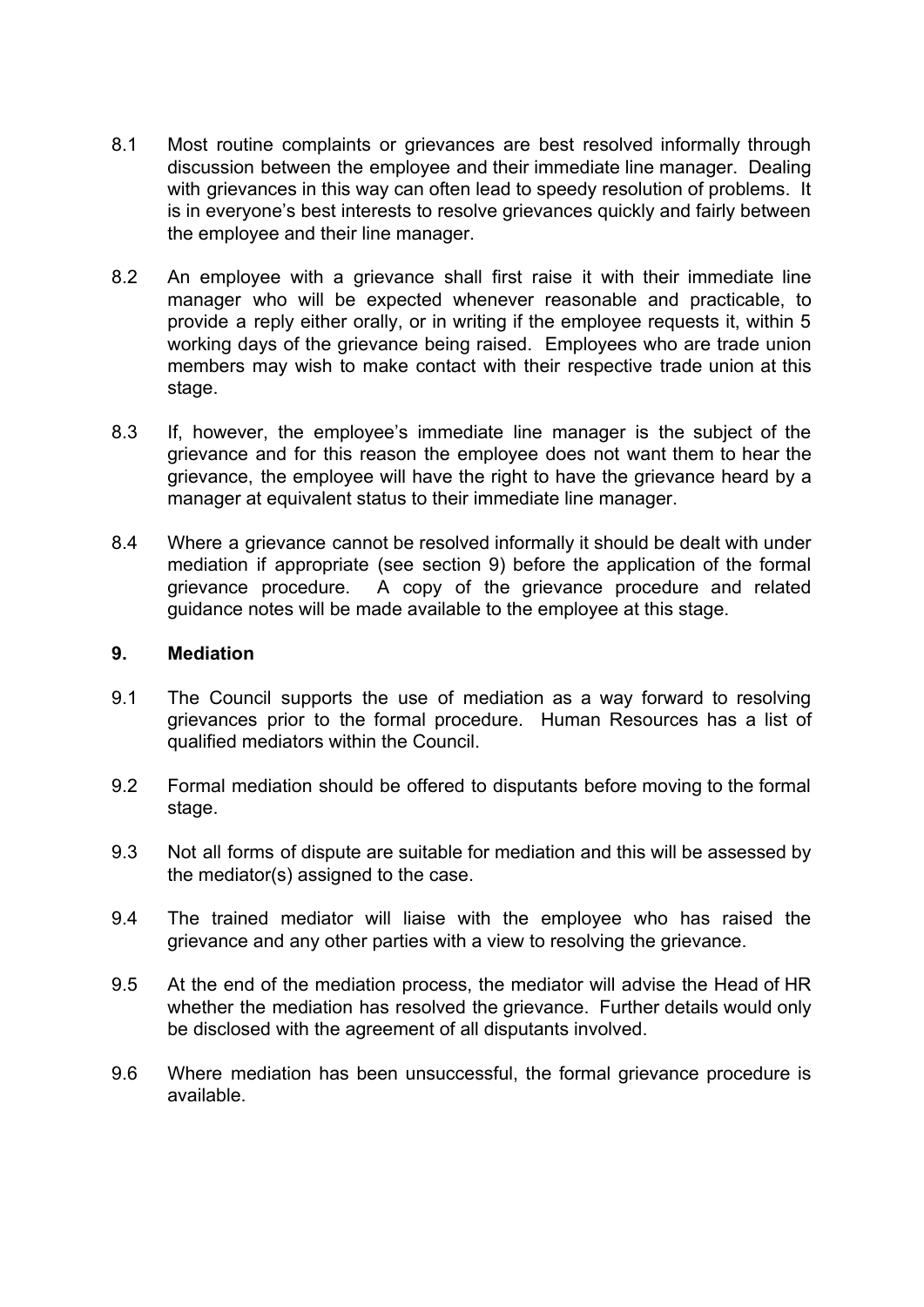8.1 Most routine complaints or grievances are best resolved informally through discussion between the employee and their immediate line manager. Dealing with grievances in this way can often lead to speedy resolution of problems. It is in everyone's best interests to resolve grievances quickly and fairly between the employee and their line manager.

8.2 An employee with a grievance shall first raise it with their immediate line manager who will be expected whenever reasonable and practicable, to provide a reply either orally, or in writing if the employee requests it, within 5 working days of the grievance being raised. Employees who are trade union members may wish to make contact with their respective trade union at this stage.

8.3 If, however, the employee's immediate line manager is the subject of the grievance and for this reason the employee does not want them to hear the grievance, the employee will have the right to have the grievance heard by a manager at equivalent status to their immediate line manager.

8.4 Where a grievance cannot be resolved informally it should be dealt with under mediation if appropriate (see section 9) before the application of the formal grievance procedure. A copy of the grievance procedure and related guidance notes will be made available to the employee at this stage.

## 9. Mediation

9.1 The Council supports the use of mediation as a way forward to resolving grievances prior to the formal procedure. Human Resources has a list of qualified mediators within the Council.

9.2 Formal mediation should be offered to disputants before moving to the formal stage.

9.3 Not all forms of dispute are suitable for mediation and this will be assessed by the mediator(s) assigned to the case.

9.4 The trained mediator will liaise with the employee who has raised the grievance and any other parties with a view to resolving the grievance.

9.5 At the end of the mediation process, the mediator will advise the Head of HR whether the mediation has resolved the grievance. Further details would only be disclosed with the agreement of all disputants involved.

9.6 Where mediation has been unsuccessful, the formal grievance procedure is available.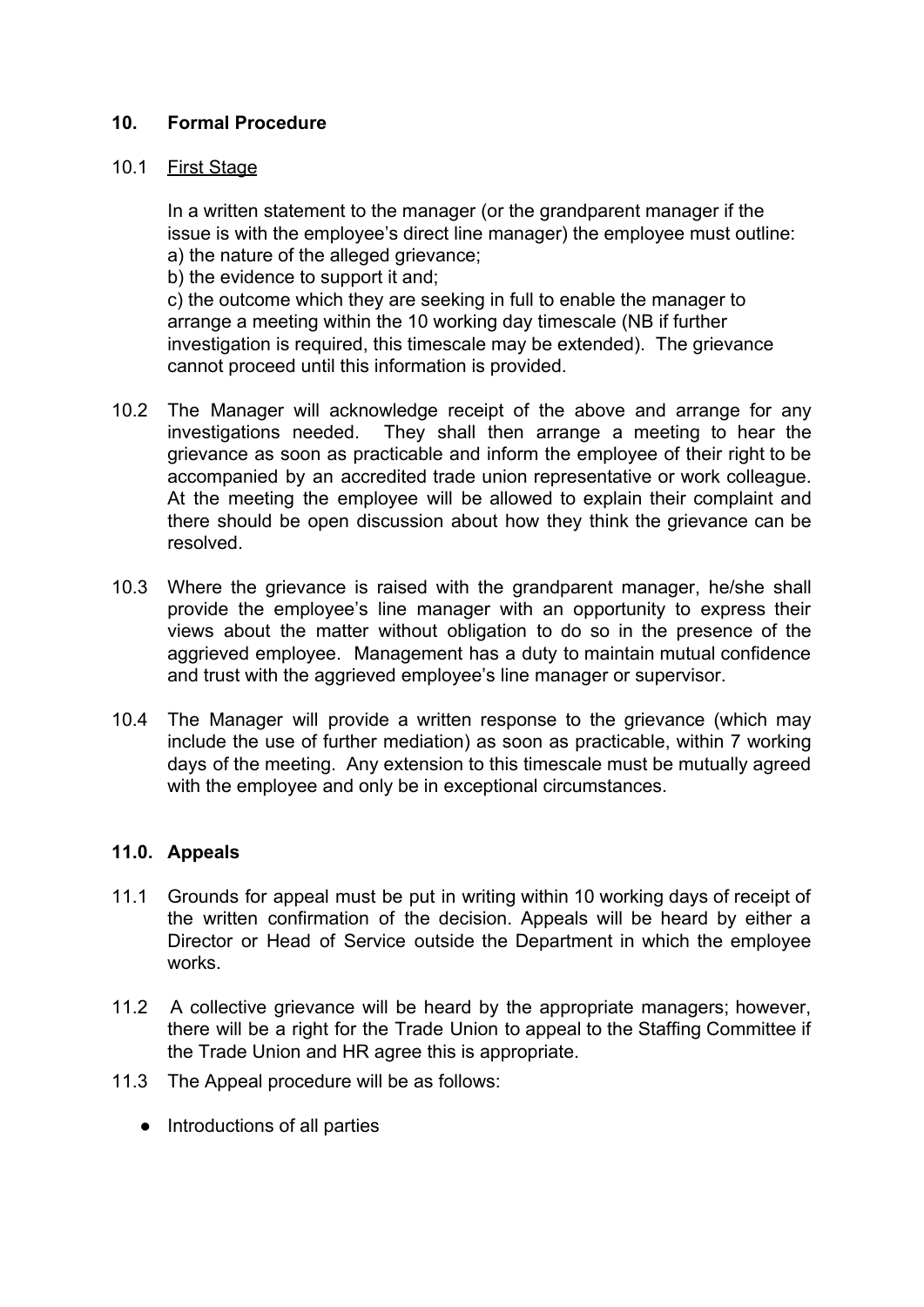## 10. Formal Procedure

10.1 First Stage

In a written statement to the manager (or the grandparent manager if the issue is with the employee's direct line manager) the employee must outline:
a) the nature of the alleged grievance;
b) the evidence to support it and;
c) the outcome which they are seeking in full to enable the manager to arrange a meeting within the 10 working day timescale (NB if further investigation is required, this timescale may be extended). The grievance cannot proceed until this information is provided.

10.2 The Manager will acknowledge receipt of the above and arrange for any investigations needed. They shall then arrange a meeting to hear the grievance as soon as practicable and inform the employee of their right to be accompanied by an accredited trade union representative or work colleague. At the meeting the employee will be allowed to explain their complaint and there should be open discussion about how they think the grievance can be resolved.

10.3 Where the grievance is raised with the grandparent manager, he/she shall provide the employee's line manager with an opportunity to express their views about the matter without obligation to do so in the presence of the aggrieved employee. Management has a duty to maintain mutual confidence and trust with the aggrieved employee's line manager or supervisor.

10.4 The Manager will provide a written response to the grievance (which may include the use of further mediation) as soon as practicable, within 7 working days of the meeting. Any extension to this timescale must be mutually agreed with the employee and only be in exceptional circumstances.

## 11.0. Appeals

11.1 Grounds for appeal must be put in writing within 10 working days of receipt of the written confirmation of the decision. Appeals will be heard by either a Director or Head of Service outside the Department in which the employee works.

11.2 A collective grievance will be heard by the appropriate managers; however, there will be a right for the Trade Union to appeal to the Staffing Committee if the Trade Union and HR agree this is appropriate.

11.3 The Appeal procedure will be as follows:

- Introductions of all parties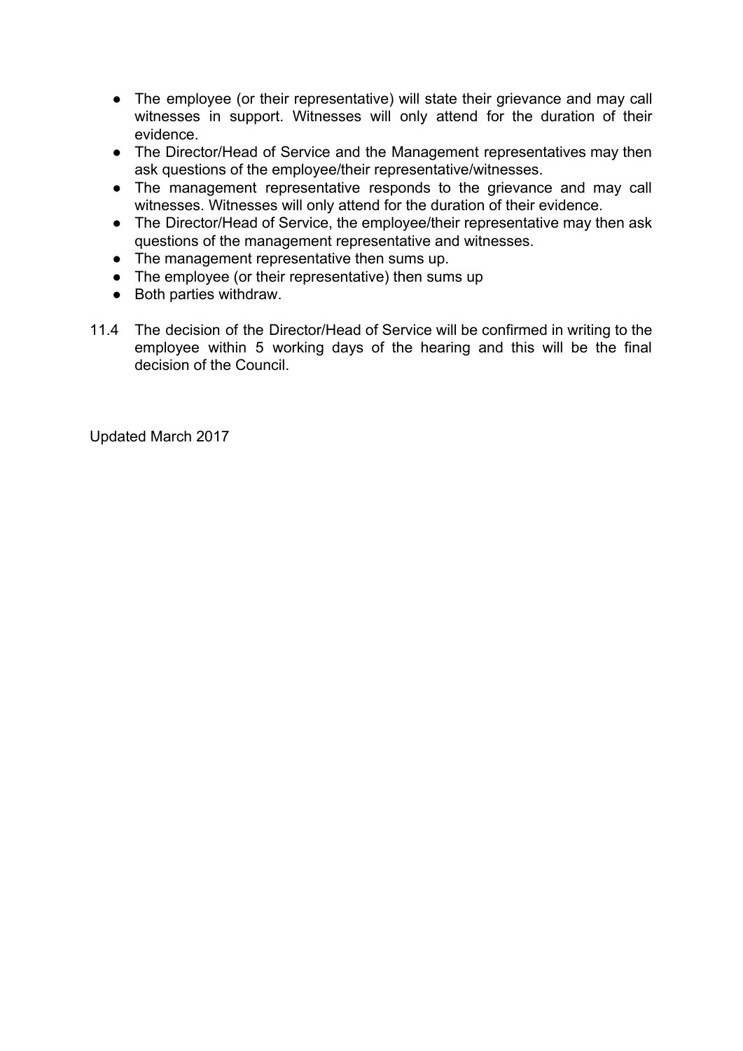- The employee (or their representative) will state their grievance and may call witnesses in support. Witnesses will only attend for the duration of their evidence.
- The Director/Head of Service and the Management representatives may then ask questions of the employee/their representative/witnesses.
- The management representative responds to the grievance and may call witnesses. Witnesses will only attend for the duration of their evidence.
- The Director/Head of Service, the employee/their representative may then ask questions of the management representative and witnesses.
- The management representative then sums up.
- The employee (or their representative) then sums up
- Both parties withdraw.

11.4 The decision of the Director/Head of Service will be confirmed in writing to the employee within 5 working days of the hearing and this will be the final decision of the Council.

Updated March 2017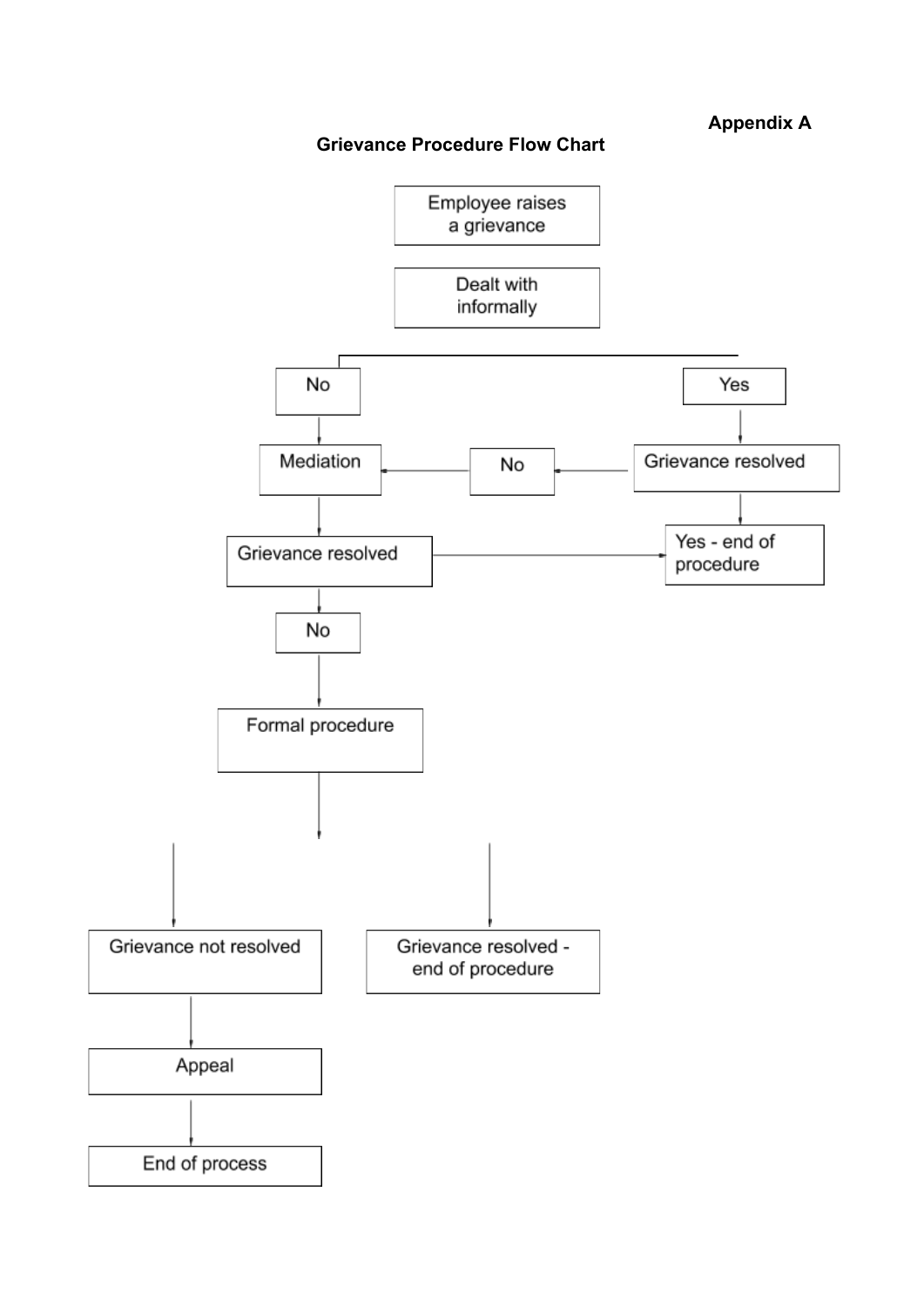**Appendix A**

**Grievance Procedure Flow Chart**

Employee raises a grievance

Dealt with informally

No

Yes

Mediation

No

Grievance resolved

Grievance resolved

Yes - end of procedure

No

Formal procedure

Grievance not resolved

Grievance resolved - end of procedure

Appeal

End of process